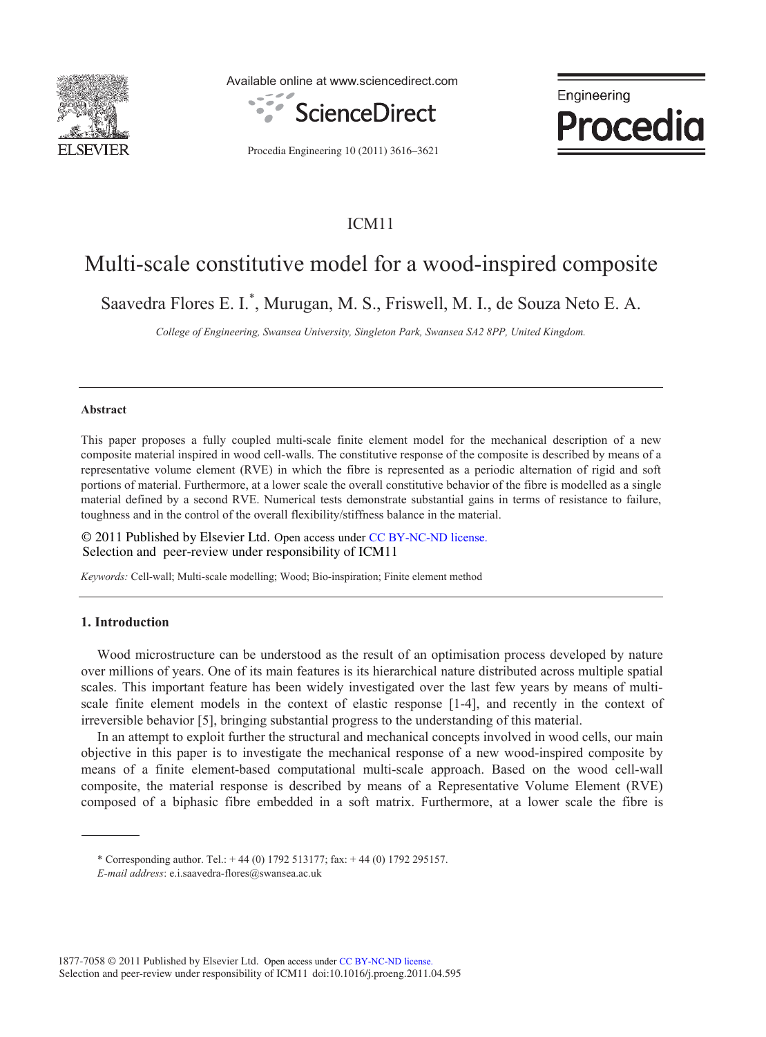ICM11

# Multi-scale constitutive model for a wood-inspired composite

Saavedra Flores E. I.*, Murugan, M. S., Friswell, M. I., de Souza Neto E. A.

*College of Engineering, Swansea University, Singleton Park, Swansea SA2 8PP, United Kingdom.*

---

**Abstract**

This paper proposes a fully coupled multi-scale finite element model for the mechanical description of a new composite material inspired in wood cell-walls. The constitutive response of the composite is described by means of a representative volume element (RVE) in which the fibre is represented as a periodic alternation of rigid and soft portions of material. Furthermore, at a lower scale the overall constitutive behavior of the fibre is modelled as a single material defined by a second RVE. Numerical tests demonstrate substantial gains in terms of resistance to failure, toughness and in the control of the overall flexibility/stiffness balance in the material.

© 2011 Published by Elsevier Ltd. Open access under CC BY-NC-ND license.
Selection and peer-review under responsibility of ICM11

*Keywords:* Cell-wall; Multi-scale modelling; Wood; Bio-inspiration; Finite element method

---

## 1. Introduction

Wood microstructure can be understood as the result of an optimisation process developed by nature over millions of years. One of its main features is its hierarchical nature distributed across multiple spatial scales. This important feature has been widely investigated over the last few years by means of multi-scale finite element models in the context of elastic response [1-4], and recently in the context of irreversible behavior [5], bringing substantial progress to the understanding of this material.

In an attempt to exploit further the structural and mechanical concepts involved in wood cells, our main objective in this paper is to investigate the mechanical response of a new wood-inspired composite by means of a finite element-based computational multi-scale approach. Based on the wood cell-wall composite, the material response is described by means of a Representative Volume Element (RVE) composed of a biphasic fibre embedded in a soft matrix. Furthermore, at a lower scale the fibre is

---

* Corresponding author. Tel.: + 44 (0) 1792 513177; fax: + 44 (0) 1792 295157.
*E-mail address*: e.i.saavedra-flores@swansea.ac.uk

1877-7058 © 2011 Published by Elsevier Ltd. Open access under CC BY-NC-ND license.
Selection and peer-review under responsibility of ICM11 doi:10.1016/j.proeng.2011.04.595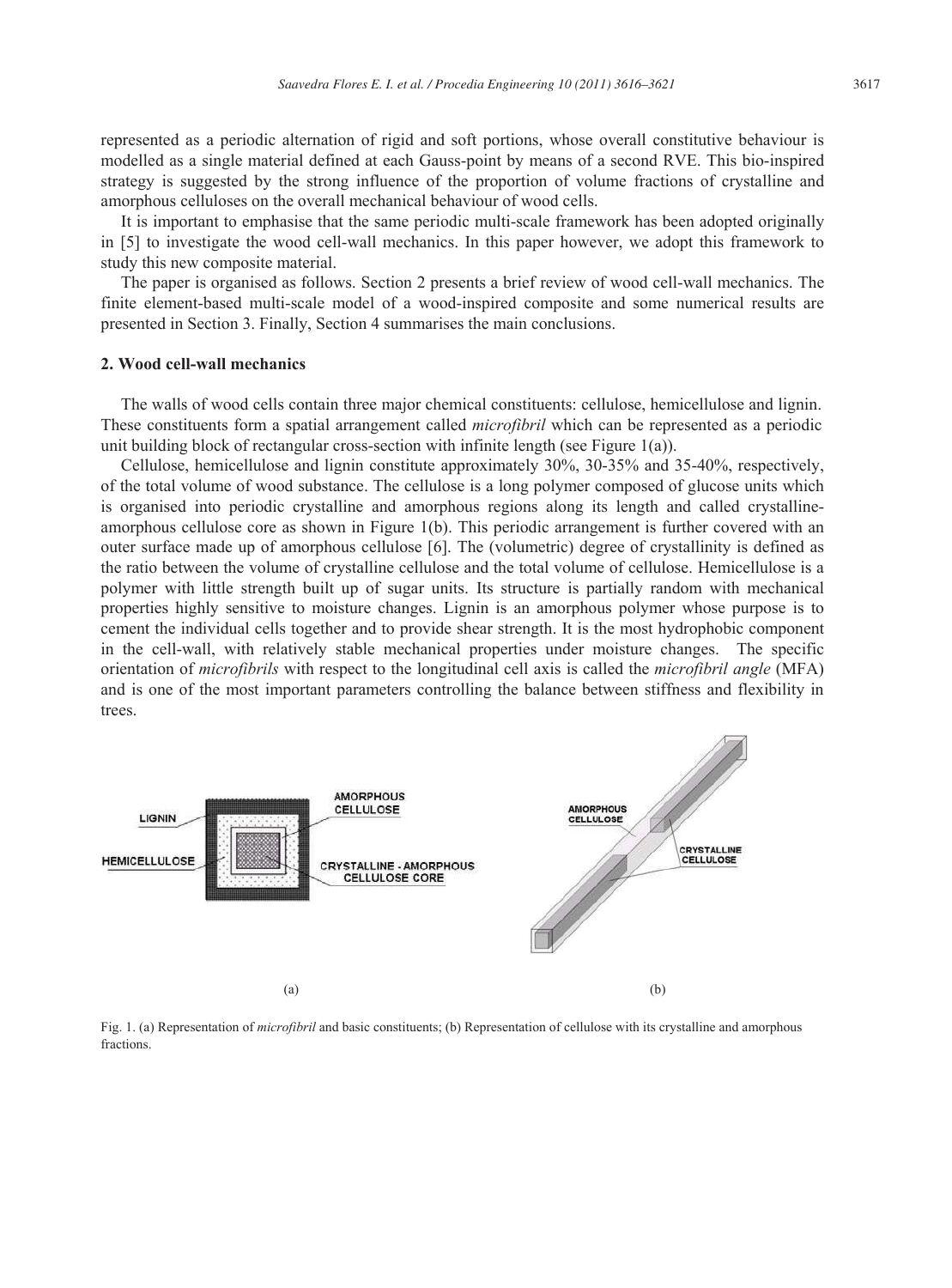represented as a periodic alternation of rigid and soft portions, whose overall constitutive behaviour is modelled as a single material defined at each Gauss-point by means of a second RVE. This bio-inspired strategy is suggested by the strong influence of the proportion of volume fractions of crystalline and amorphous celluloses on the overall mechanical behaviour of wood cells.

It is important to emphasise that the same periodic multi-scale framework has been adopted originally in [5] to investigate the wood cell-wall mechanics. In this paper however, we adopt this framework to study this new composite material.

The paper is organised as follows. Section 2 presents a brief review of wood cell-wall mechanics. The finite element-based multi-scale model of a wood-inspired composite and some numerical results are presented in Section 3. Finally, Section 4 summarises the main conclusions.

## 2. Wood cell-wall mechanics

The walls of wood cells contain three major chemical constituents: cellulose, hemicellulose and lignin. These constituents form a spatial arrangement called *microfibril* which can be represented as a periodic unit building block of rectangular cross-section with infinite length (see Figure 1(a)).

Cellulose, hemicellulose and lignin constitute approximately 30%, 30-35% and 35-40%, respectively, of the total volume of wood substance. The cellulose is a long polymer composed of glucose units which is organised into periodic crystalline and amorphous regions along its length and called crystalline-amorphous cellulose core as shown in Figure 1(b). This periodic arrangement is further covered with an outer surface made up of amorphous cellulose [6]. The (volumetric) degree of crystallinity is defined as the ratio between the volume of crystalline cellulose and the total volume of cellulose. Hemicellulose is a polymer with little strength built up of sugar units. Its structure is partially random with mechanical properties highly sensitive to moisture changes. Lignin is an amorphous polymer whose purpose is to cement the individual cells together and to provide shear strength. It is the most hydrophobic component in the cell-wall, with relatively stable mechanical properties under moisture changes. The specific orientation of *microfibrils* with respect to the longitudinal cell axis is called the *microfibril angle* (MFA) and is one of the most important parameters controlling the balance between stiffness and flexibility in trees.

Fig. 1. (a) Representation of *microfibril* and basic constituents; (b) Representation of cellulose with its crystalline and amorphous fractions.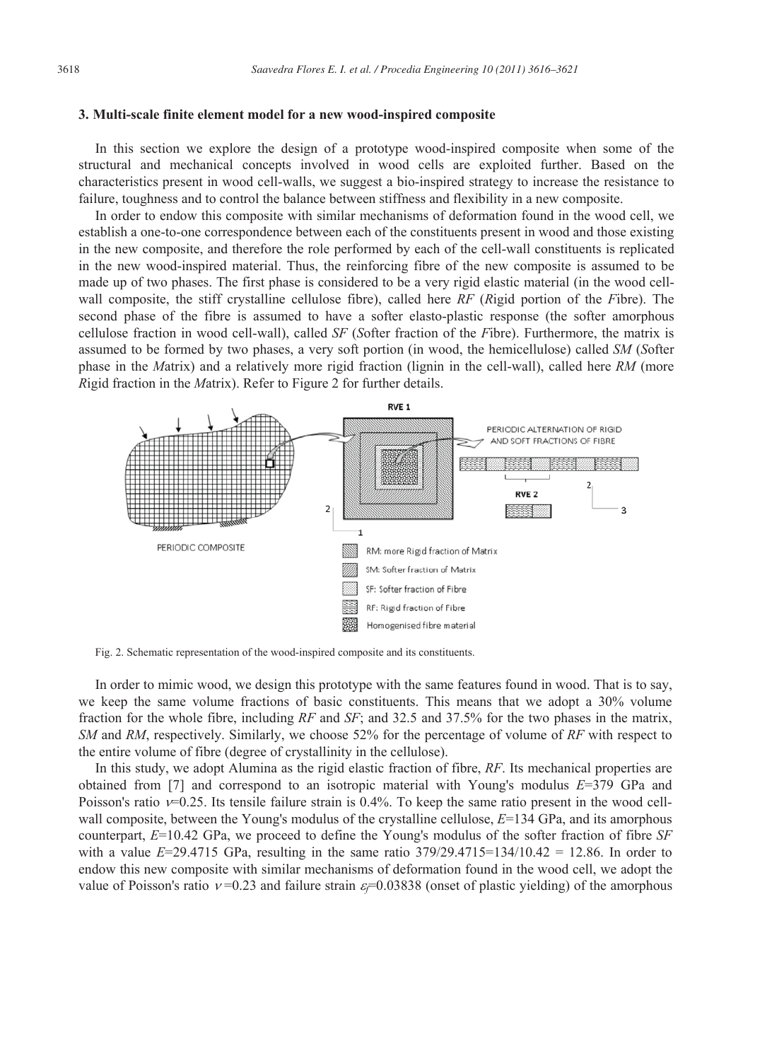## 3. Multi-scale finite element model for a new wood-inspired composite

In this section we explore the design of a prototype wood-inspired composite when some of the structural and mechanical concepts involved in wood cells are exploited further. Based on the characteristics present in wood cell-walls, we suggest a bio-inspired strategy to increase the resistance to failure, toughness and to control the balance between stiffness and flexibility in a new composite.

In order to endow this composite with similar mechanisms of deformation found in the wood cell, we establish a one-to-one correspondence between each of the constituents present in wood and those existing in the new composite, and therefore the role performed by each of the cell-wall constituents is replicated in the new wood-inspired material. Thus, the reinforcing fibre of the new composite is assumed to be made up of two phases. The first phase is considered to be a very rigid elastic material (in the wood cell-wall composite, the stiff crystalline cellulose fibre), called here *RF* (*R*igid portion of the *F*ibre). The second phase of the fibre is assumed to have a softer elasto-plastic response (the softer amorphous cellulose fraction in wood cell-wall), called *SF* (*S*ofter fraction of the *F*ibre). Furthermore, the matrix is assumed to be formed by two phases, a very soft portion (in wood, the hemicellulose) called *SM* (*S*ofter phase in the *M*atrix) and a relatively more rigid fraction (lignin in the cell-wall), called here *RM* (more *R*igid fraction in the *M*atrix). Refer to Figure 2 for further details.

Fig. 2. Schematic representation of the wood-inspired composite and its constituents.

In order to mimic wood, we design this prototype with the same features found in wood. That is to say, we keep the same volume fractions of basic constituents. This means that we adopt a 30% volume fraction for the whole fibre, including *RF* and *SF*; and 32.5 and 37.5% for the two phases in the matrix, *SM* and *RM*, respectively. Similarly, we choose 52% for the percentage of volume of *RF* with respect to the entire volume of fibre (degree of crystallinity in the cellulose).

In this study, we adopt Alumina as the rigid elastic fraction of fibre, *RF*. Its mechanical properties are obtained from [7] and correspond to an isotropic material with Young's modulus $E$=379 GPa and Poisson's ratio $\nu$=0.25. Its tensile failure strain is 0.4%. To keep the same ratio present in the wood cell-wall composite, between the Young's modulus of the crystalline cellulose, $E$=134 GPa, and its amorphous counterpart, $E$=10.42 GPa, we proceed to define the Young's modulus of the softer fraction of fibre *SF* with a value $E$=29.4715 GPa, resulting in the same ratio 379/29.4715=134/10.42 = 12.86. In order to endow this new composite with similar mechanisms of deformation found in the wood cell, we adopt the value of Poisson's ratio $\nu$=0.23 and failure strain $\varepsilon_f$=0.03838 (onset of plastic yielding) of the amorphous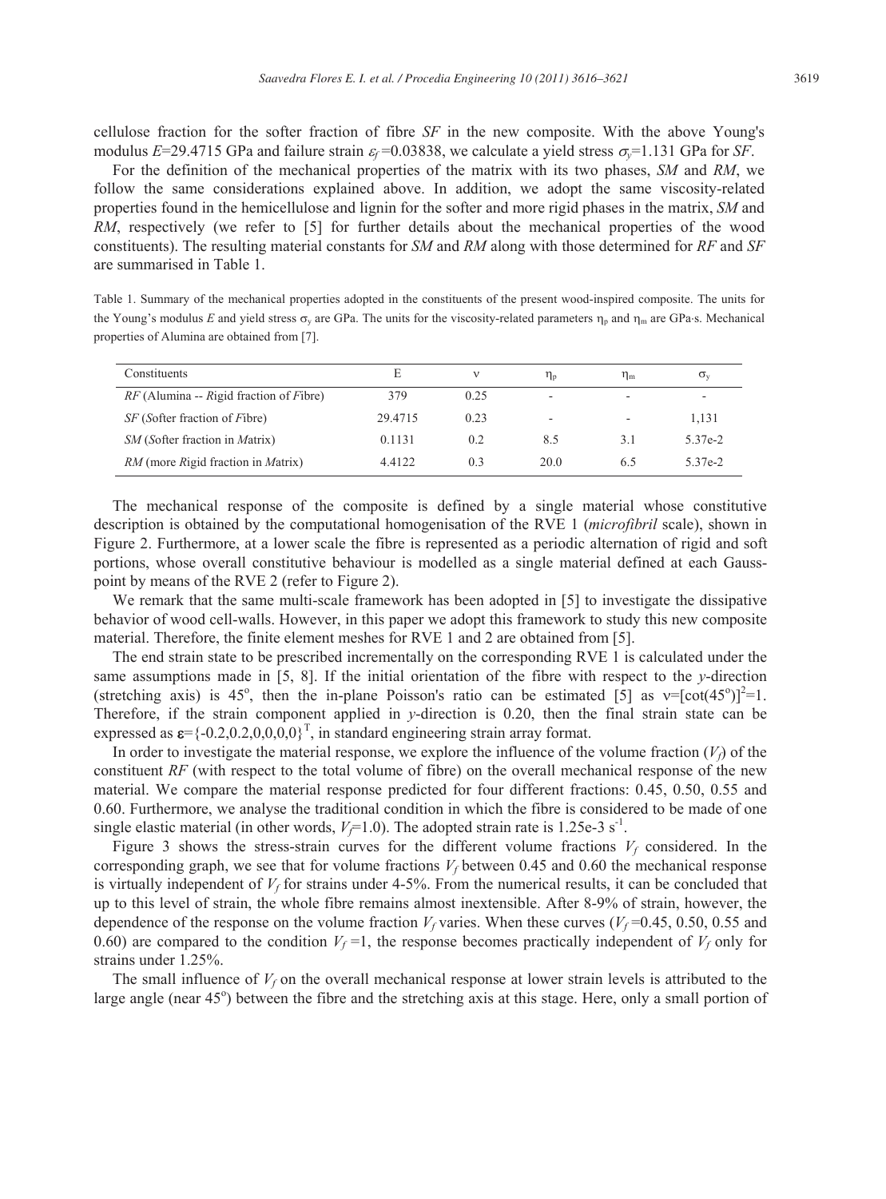cellulose fraction for the softer fraction of fibre *SF* in the new composite. With the above Young's modulus $E$=29.4715 GPa and failure strain $\varepsilon_f$=0.03838, we calculate a yield stress $\sigma_y$=1.131 GPa for *SF*.

For the definition of the mechanical properties of the matrix with its two phases, *SM* and *RM*, we follow the same considerations explained above. In addition, we adopt the same viscosity-related properties found in the hemicellulose and lignin for the softer and more rigid phases in the matrix, *SM* and *RM*, respectively (we refer to [5] for further details about the mechanical properties of the wood constituents). The resulting material constants for *SM* and *RM* along with those determined for *RF* and *SF* are summarised in Table 1.

Table 1. Summary of the mechanical properties adopted in the constituents of the present wood-inspired composite. The units for the Young's modulus $E$ and yield stress $\sigma_y$ are GPa. The units for the viscosity-related parameters $\eta_p$ and $\eta_m$ are GPa·s. Mechanical properties of Alumina are obtained from [7].

| Constituents | E | ν | $\eta_p$ | $\eta_m$ | $\sigma_y$ |
|---|---|---|---|---|---|
| *RF* (Alumina -- *R*igid fraction of *F*ibre) | 379 | 0.25 | - | - | - |
| *SF* (*S*ofter fraction of *F*ibre) | 29.4715 | 0.23 | - | - | 1,131 |
| *SM* (*S*ofter fraction in *M*atrix) | 0.1131 | 0.2 | 8.5 | 3.1 | 5.37e-2 |
| *RM* (more *R*igid fraction in *M*atrix) | 4.4122 | 0.3 | 20.0 | 6.5 | 5.37e-2 |

The mechanical response of the composite is defined by a single material whose constitutive description is obtained by the computational homogenisation of the RVE 1 (*microfibril* scale), shown in Figure 2. Furthermore, at a lower scale the fibre is represented as a periodic alternation of rigid and soft portions, whose overall constitutive behaviour is modelled as a single material defined at each Gauss-point by means of the RVE 2 (refer to Figure 2).

We remark that the same multi-scale framework has been adopted in [5] to investigate the dissipative behavior of wood cell-walls. However, in this paper we adopt this framework to study this new composite material. Therefore, the finite element meshes for RVE 1 and 2 are obtained from [5].

The end strain state to be prescribed incrementally on the corresponding RVE 1 is calculated under the same assumptions made in [5, 8]. If the initial orientation of the fibre with respect to the *y*-direction (stretching axis) is 45°, then the in-plane Poisson's ratio can be estimated [5] as $\nu=[\cot(45^{\circ})]^2=1$. Therefore, if the strain component applied in *y*-direction is 0.20, then the final strain state can be expressed as $\boldsymbol{\varepsilon}=\{-0.2,0.2,0,0,0,0\}^T$, in standard engineering strain array format.

In order to investigate the material response, we explore the influence of the volume fraction ($V_f$) of the constituent *RF* (with respect to the total volume of fibre) on the overall mechanical response of the new material. We compare the material response predicted for four different fractions: 0.45, 0.50, 0.55 and 0.60. Furthermore, we analyse the traditional condition in which the fibre is considered to be made of one single elastic material (in other words, $V_f$=1.0). The adopted strain rate is 1.25e-3 $s^{-1}$.

Figure 3 shows the stress-strain curves for the different volume fractions $V_f$ considered. In the corresponding graph, we see that for volume fractions $V_f$ between 0.45 and 0.60 the mechanical response is virtually independent of $V_f$ for strains under 4-5%. From the numerical results, it can be concluded that up to this level of strain, the whole fibre remains almost inextensible. After 8-9% of strain, however, the dependence of the response on the volume fraction $V_f$ varies. When these curves ($V_f$ =0.45, 0.50, 0.55 and 0.60) are compared to the condition $V_f$ =1, the response becomes practically independent of $V_f$ only for strains under 1.25%.

The small influence of $V_f$ on the overall mechanical response at lower strain levels is attributed to the large angle (near 45°) between the fibre and the stretching axis at this stage. Here, only a small portion of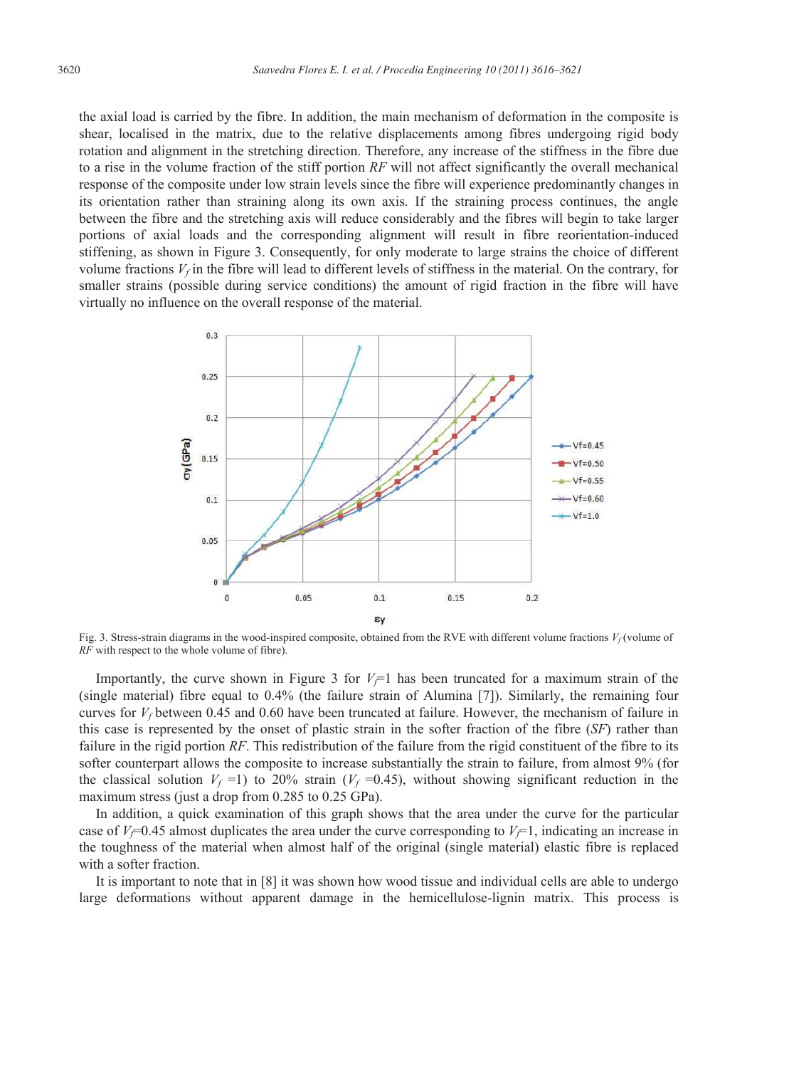the axial load is carried by the fibre. In addition, the main mechanism of deformation in the composite is shear, localised in the matrix, due to the relative displacements among fibres undergoing rigid body rotation and alignment in the stretching direction. Therefore, any increase of the stiffness in the fibre due to a rise in the volume fraction of the stiff portion *RF* will not affect significantly the overall mechanical response of the composite under low strain levels since the fibre will experience predominantly changes in its orientation rather than straining along its own axis. If the straining process continues, the angle between the fibre and the stretching axis will reduce considerably and the fibres will begin to take larger portions of axial loads and the corresponding alignment will result in fibre reorientation-induced stiffening, as shown in Figure 3. Consequently, for only moderate to large strains the choice of different volume fractions $V_f$ in the fibre will lead to different levels of stiffness in the material. On the contrary, for smaller strains (possible during service conditions) the amount of rigid fraction in the fibre will have virtually no influence on the overall response of the material.

Fig. 3. Stress-strain diagrams in the wood-inspired composite, obtained from the RVE with different volume fractions $V_f$ (volume of *RF* with respect to the whole volume of fibre).

Importantly, the curve shown in Figure 3 for $V_f$=1 has been truncated for a maximum strain of the (single material) fibre equal to 0.4% (the failure strain of Alumina [7]). Similarly, the remaining four curves for $V_f$ between 0.45 and 0.60 have been truncated at failure. However, the mechanism of failure in this case is represented by the onset of plastic strain in the softer fraction of the fibre (*SF*) rather than failure in the rigid portion *RF*. This redistribution of the failure from the rigid constituent of the fibre to its softer counterpart allows the composite to increase substantially the strain to failure, from almost 9% (for the classical solution $V_f$ =1) to 20% strain ($V_f$ =0.45), without showing significant reduction in the maximum stress (just a drop from 0.285 to 0.25 GPa).

In addition, a quick examination of this graph shows that the area under the curve for the particular case of $V_f$=0.45 almost duplicates the area under the curve corresponding to $V_f$=1, indicating an increase in the toughness of the material when almost half of the original (single material) elastic fibre is replaced with a softer fraction.

It is important to note that in [8] it was shown how wood tissue and individual cells are able to undergo large deformations without apparent damage in the hemicellulose-lignin matrix. This process is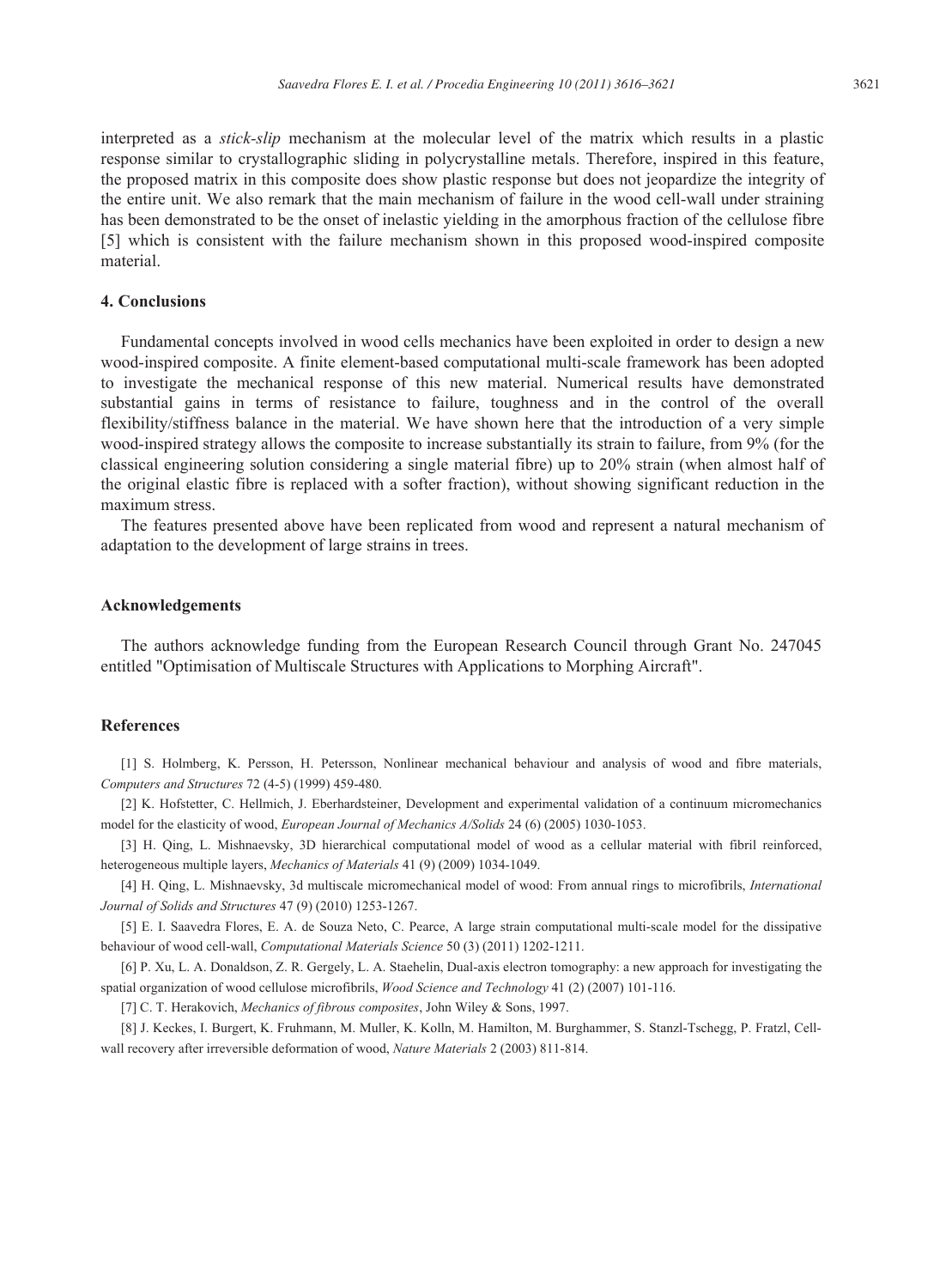interpreted as a *stick-slip* mechanism at the molecular level of the matrix which results in a plastic response similar to crystallographic sliding in polycrystalline metals. Therefore, inspired in this feature, the proposed matrix in this composite does show plastic response but does not jeopardize the integrity of the entire unit. We also remark that the main mechanism of failure in the wood cell-wall under straining has been demonstrated to be the onset of inelastic yielding in the amorphous fraction of the cellulose fibre [5] which is consistent with the failure mechanism shown in this proposed wood-inspired composite material.

## 4. Conclusions

Fundamental concepts involved in wood cells mechanics have been exploited in order to design a new wood-inspired composite. A finite element-based computational multi-scale framework has been adopted to investigate the mechanical response of this new material. Numerical results have demonstrated substantial gains in terms of resistance to failure, toughness and in the control of the overall flexibility/stiffness balance in the material. We have shown here that the introduction of a very simple wood-inspired strategy allows the composite to increase substantially its strain to failure, from 9% (for the classical engineering solution considering a single material fibre) up to 20% strain (when almost half of the original elastic fibre is replaced with a softer fraction), without showing significant reduction in the maximum stress.

The features presented above have been replicated from wood and represent a natural mechanism of adaptation to the development of large strains in trees.

## Acknowledgements

The authors acknowledge funding from the European Research Council through Grant No. 247045 entitled "Optimisation of Multiscale Structures with Applications to Morphing Aircraft".

## References

[1] S. Holmberg, K. Persson, H. Petersson, Nonlinear mechanical behaviour and analysis of wood and fibre materials, *Computers and Structures* 72 (4-5) (1999) 459-480.

[2] K. Hofstetter, C. Hellmich, J. Eberhardsteiner, Development and experimental validation of a continuum micromechanics model for the elasticity of wood, *European Journal of Mechanics A/Solids* 24 (6) (2005) 1030-1053.

[3] H. Qing, L. Mishnaevsky, 3D hierarchical computational model of wood as a cellular material with fibril reinforced, heterogeneous multiple layers, *Mechanics of Materials* 41 (9) (2009) 1034-1049.

[4] H. Qing, L. Mishnaevsky, 3d multiscale micromechanical model of wood: From annual rings to microfibrils, *International Journal of Solids and Structures* 47 (9) (2010) 1253-1267.

[5] E. I. Saavedra Flores, E. A. de Souza Neto, C. Pearce, A large strain computational multi-scale model for the dissipative behaviour of wood cell-wall, *Computational Materials Science* 50 (3) (2011) 1202-1211.

[6] P. Xu, L. A. Donaldson, Z. R. Gergely, L. A. Staehelin, Dual-axis electron tomography: a new approach for investigating the spatial organization of wood cellulose microfibrils, *Wood Science and Technology* 41 (2) (2007) 101-116.

[7] C. T. Herakovich, *Mechanics of fibrous composites*, John Wiley & Sons, 1997.

[8] J. Keckes, I. Burgert, K. Fruhmann, M. Muller, K. Kolln, M. Hamilton, M. Burghammer, S. Stanzl-Tschegg, P. Fratzl, Cell-wall recovery after irreversible deformation of wood, *Nature Materials* 2 (2003) 811-814.